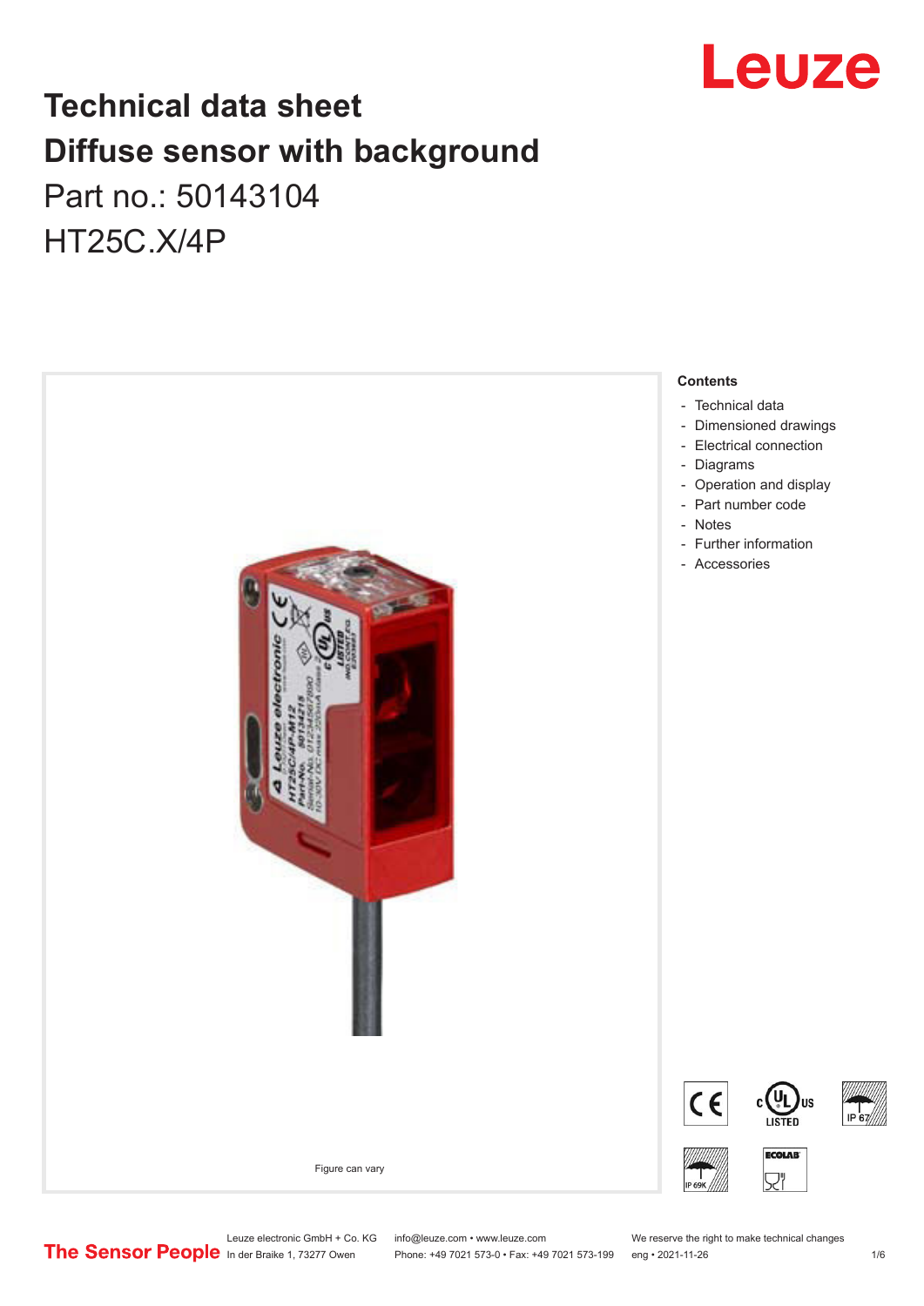# Technical data sheet
# Diffuse sensor with background

Part no.: 50143104

HT25C.X/4P

Figure can vary

**Contents**

- Technical data
- Dimensioned drawings
- Electrical connection
- Diagrams
- Operation and display
- Part number code
- Notes
- Further information
- Accessories

Leuze electronic GmbH + Co. KG
In der Braike 1, 73277 Owen

info@leuze.com • www.leuze.com
Phone: +49 7021 573-0 • Fax: +49 7021 573-199

We reserve the right to make technical changes
eng • 2021-11-26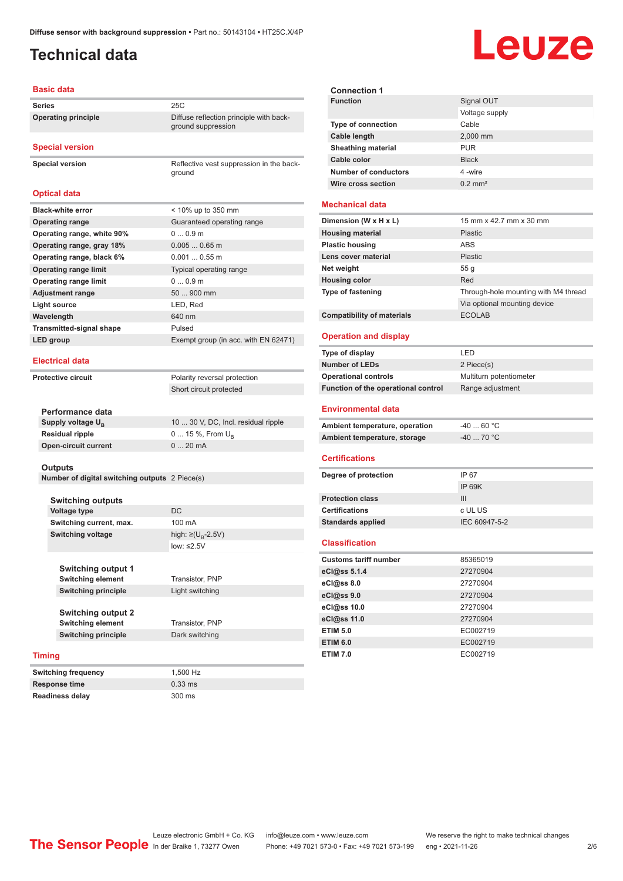# Technical data

## Basic data

| | |
|---|---|
| Series | 25C |
| Operating principle | Diffuse reflection principle with background suppression |

## Special version

| | |
|---|---|
| Special version | Reflective vest suppression in the background |

## Optical data

| | |
|---|---|
| Black-white error | < 10% up to 350 mm |
| Operating range | Guaranteed operating range |
| Operating range, white 90% | 0 ... 0.9 m |
| Operating range, gray 18% | 0.005 ... 0.65 m |
| Operating range, black 6% | 0.001 ... 0.55 m |
| Operating range limit | Typical operating range |
| Operating range limit | 0 ... 0.9 m |
| Adjustment range | 50 ... 900 mm |
| Light source | LED, Red |
| Wavelength | 640 nm |
| Transmitted-signal shape | Pulsed |
| LED group | Exempt group (in acc. with EN 62471) |

## Electrical data

| | |
|---|---|
| Protective circuit | Polarity reversal protection |
| | Short circuit protected |

### Performance data

| | |
|---|---|
| Supply voltage $U_B$ | 10 ... 30 V, DC, Incl. residual ripple |
| Residual ripple | 0 ... 15 %, From $U_B$ |
| Open-circuit current | 0 ... 20 mA |

### Outputs

| | |
|---|---|
| Number of digital switching outputs | 2 Piece(s) |

### Switching outputs

| | |
|---|---|
| Voltage type | DC |
| Switching current, max. | 100 mA |
| Switching voltage | high: ≥($U_B$-2.5V) |
| | low: ≤2.5V |

### Switching output 1

| | |
|---|---|
| Switching element | Transistor, PNP |
| Switching principle | Light switching |

### Switching output 2

| | |
|---|---|
| Switching element | Transistor, PNP |
| Switching principle | Dark switching |

## Timing

| | |
|---|---|
| Switching frequency | 1,500 Hz |
| Response time | 0.33 ms |
| Readiness delay | 300 ms |

### Connection 1

| | |
|---|---|
| Function | Signal OUT |
| | Voltage supply |
| Type of connection | Cable |
| Cable length | 2,000 mm |
| Sheathing material | PUR |
| Cable color | Black |
| Number of conductors | 4 -wire |
| Wire cross section | 0.2 mm² |

## Mechanical data

| | |
|---|---|
| Dimension (W x H x L) | 15 mm x 42.7 mm x 30 mm |
| Housing material | Plastic |
| Plastic housing | ABS |
| Lens cover material | Plastic |
| Net weight | 55 g |
| Housing color | Red |
| Type of fastening | Through-hole mounting with M4 thread |
| | Via optional mounting device |
| Compatibility of materials | ECOLAB |

## Operation and display

| | |
|---|---|
| Type of display | LED |
| Number of LEDs | 2 Piece(s) |
| Operational controls | Multiturn potentiometer |
| Function of the operational control | Range adjustment |

## Environmental data

| | |
|---|---|
| Ambient temperature, operation | -40 ... 60 °C |
| Ambient temperature, storage | -40 ... 70 °C |

## Certifications

| | |
|---|---|
| Degree of protection | IP 67 |
| | IP 69K |
| Protection class | III |
| Certifications | c UL US |
| Standards applied | IEC 60947-5-2 |

## Classification

| | |
|---|---|
| Customs tariff number | 85365019 |
| eCl@ss 5.1.4 | 27270904 |
| eCl@ss 8.0 | 27270904 |
| eCl@ss 9.0 | 27270904 |
| eCl@ss 10.0 | 27270904 |
| eCl@ss 11.0 | 27270904 |
| ETIM 5.0 | EC002719 |
| ETIM 6.0 | EC002719 |
| ETIM 7.0 | EC002719 |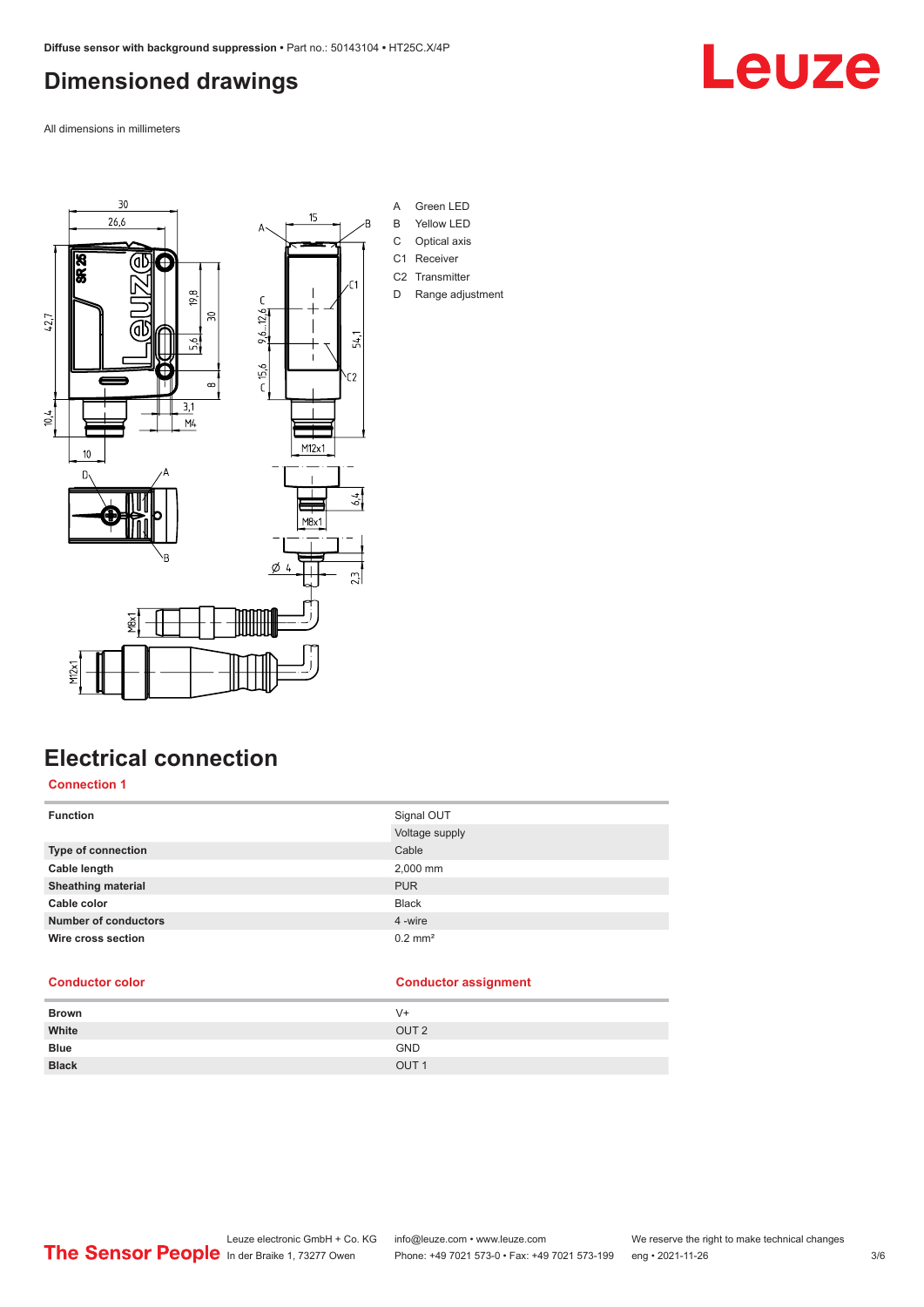# Dimensioned drawings

All dimensions in millimeters

A Green LED
B Yellow LED
C Optical axis
C1 Receiver
C2 Transmitter
D Range adjustment

# Electrical connection

## Connection 1

| Function | Signal OUT |
|---|---|
| | Voltage supply |
| **Type of connection** | Cable |
| **Cable length** | 2,000 mm |
| **Sheathing material** | PUR |
| **Cable color** | Black |
| **Number of conductors** | 4 -wire |
| **Wire cross section** | 0.2 mm² |

| Conductor color | Conductor assignment |
|---|---|
| **Brown** | V+ |
| **White** | OUT 2 |
| **Blue** | GND |
| **Black** | OUT 1 |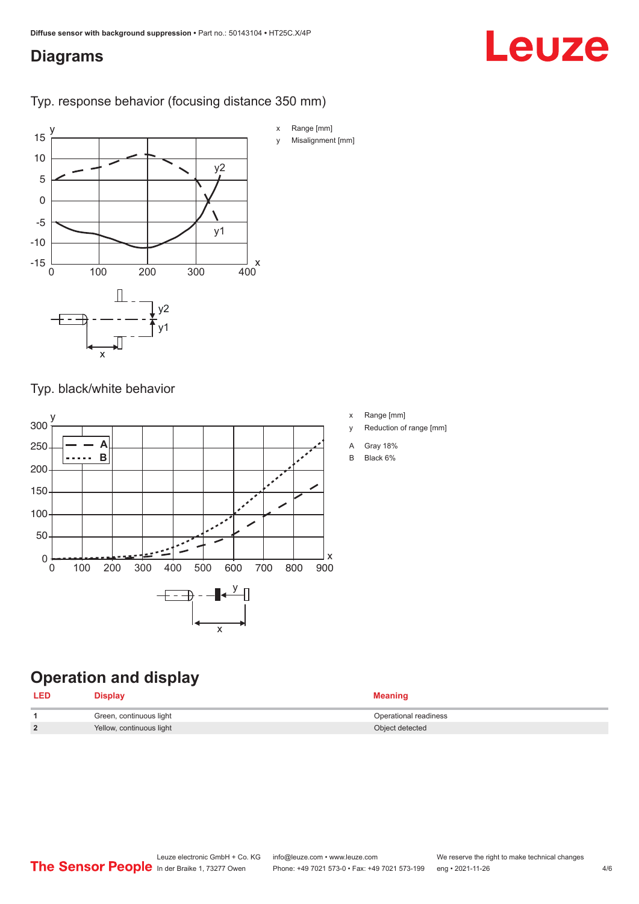## Diagrams

Typ. response behavior (focusing distance 350 mm)

x Range [mm]

y Misalignment [mm]

Typ. black/white behavior

x Range [mm]

y Reduction of range [mm]

A Gray 18%

B Black 6%

## Operation and display

| LED | Display | Meaning |
|---|---|---|
| 1 | Green, continuous light | Operational readiness |
| 2 | Yellow, continuous light | Object detected |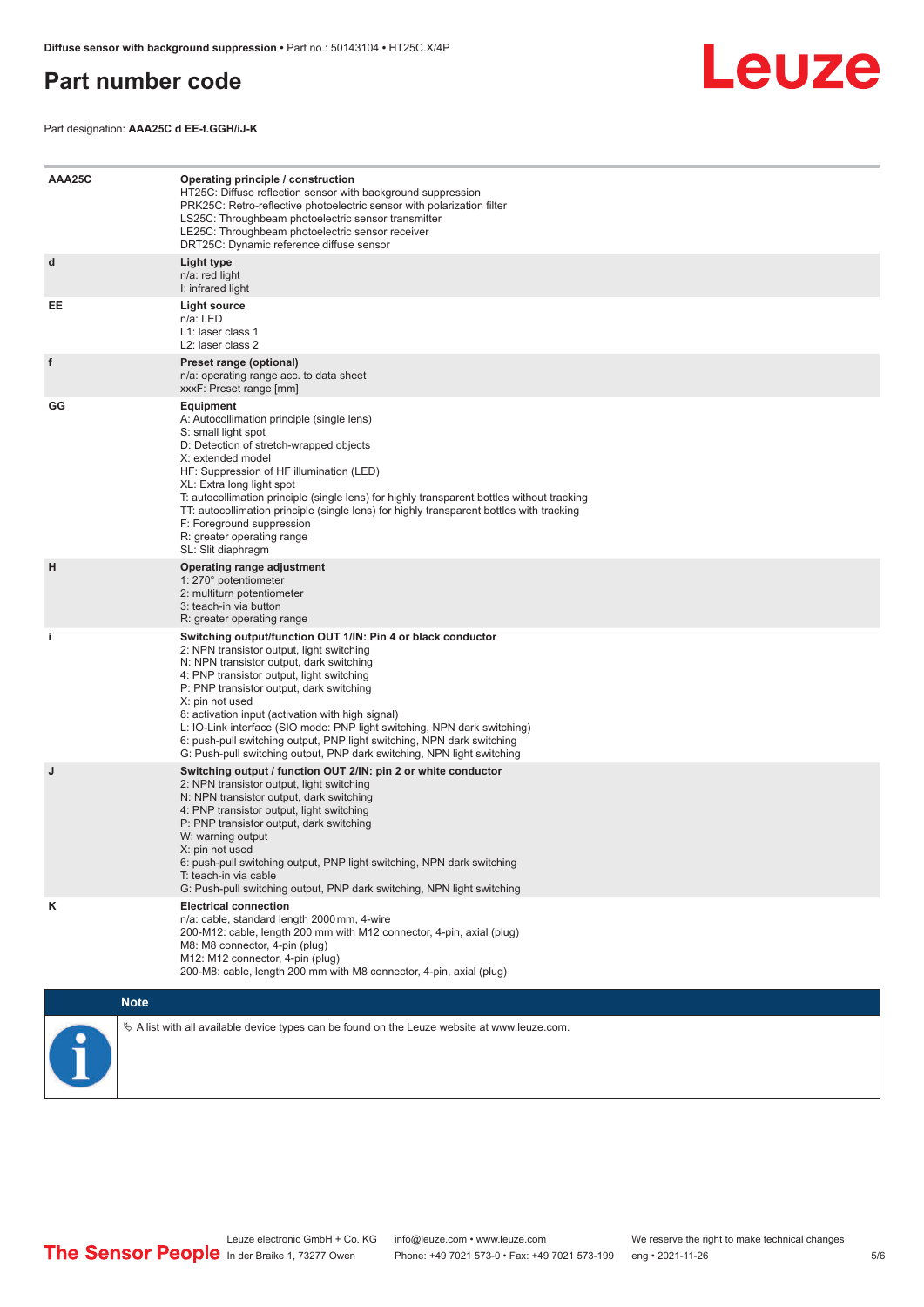# Part number code

Part designation: **AAA25C d EE-f.GGH/iJ-K**

| | |
|---|---|
| **AAA25C** | **Operating principle / construction**<br>HT25C: Diffuse reflection sensor with background suppression<br>PRK25C: Retro-reflective photoelectric sensor with polarization filter<br>LS25C: Throughbeam photoelectric sensor transmitter<br>LE25C: Throughbeam photoelectric sensor receiver<br>DRT25C: Dynamic reference diffuse sensor |
| **d** | **Light type**<br>n/a: red light<br>I: infrared light |
| **EE** | **Light source**<br>n/a: LED<br>L1: laser class 1<br>L2: laser class 2 |
| **f** | **Preset range (optional)**<br>n/a: operating range acc. to data sheet<br>xxxF: Preset range [mm] |
| **GG** | **Equipment**<br>A: Autocollimation principle (single lens)<br>S: small light spot<br>D: Detection of stretch-wrapped objects<br>X: extended model<br>HF: Suppression of HF illumination (LED)<br>XL: Extra long light spot<br>T: autocollimation principle (single lens) for highly transparent bottles without tracking<br>TT: autocollimation principle (single lens) for highly transparent bottles with tracking<br>F: Foreground suppression<br>R: greater operating range<br>SL: Slit diaphragm |
| **H** | **Operating range adjustment**<br>1: 270° potentiometer<br>2: multiturn potentiometer<br>3: teach-in via button<br>R: greater operating range |
| **i** | **Switching output/function OUT 1/IN: Pin 4 or black conductor**<br>2: NPN transistor output, light switching<br>N: NPN transistor output, dark switching<br>4: PNP transistor output, light switching<br>P: PNP transistor output, dark switching<br>X: pin not used<br>8: activation input (activation with high signal)<br>L: IO-Link interface (SIO mode: PNP light switching, NPN dark switching)<br>6: push-pull switching output, PNP light switching, NPN dark switching<br>G: Push-pull switching output, PNP dark switching, NPN light switching |
| **J** | **Switching output / function OUT 2/IN: pin 2 or white conductor**<br>2: NPN transistor output, light switching<br>N: NPN transistor output, dark switching<br>4: PNP transistor output, light switching<br>P: PNP transistor output, dark switching<br>W: warning output<br>X: pin not used<br>6: push-pull switching output, PNP light switching, NPN dark switching<br>T: teach-in via cable<br>G: Push-pull switching output, PNP dark switching, NPN light switching |
| **K** | **Electrical connection**<br>n/a: cable, standard length 2000 mm, 4-wire<br>200-M12: cable, length 200 mm with M12 connector, 4-pin, axial (plug)<br>M8: M8 connector, 4-pin (plug)<br>M12: M12 connector, 4-pin (plug)<br>200-M8: cable, length 200 mm with M8 connector, 4-pin, axial (plug) |

**Note**

↳ A list with all available device types can be found on the Leuze website at www.leuze.com.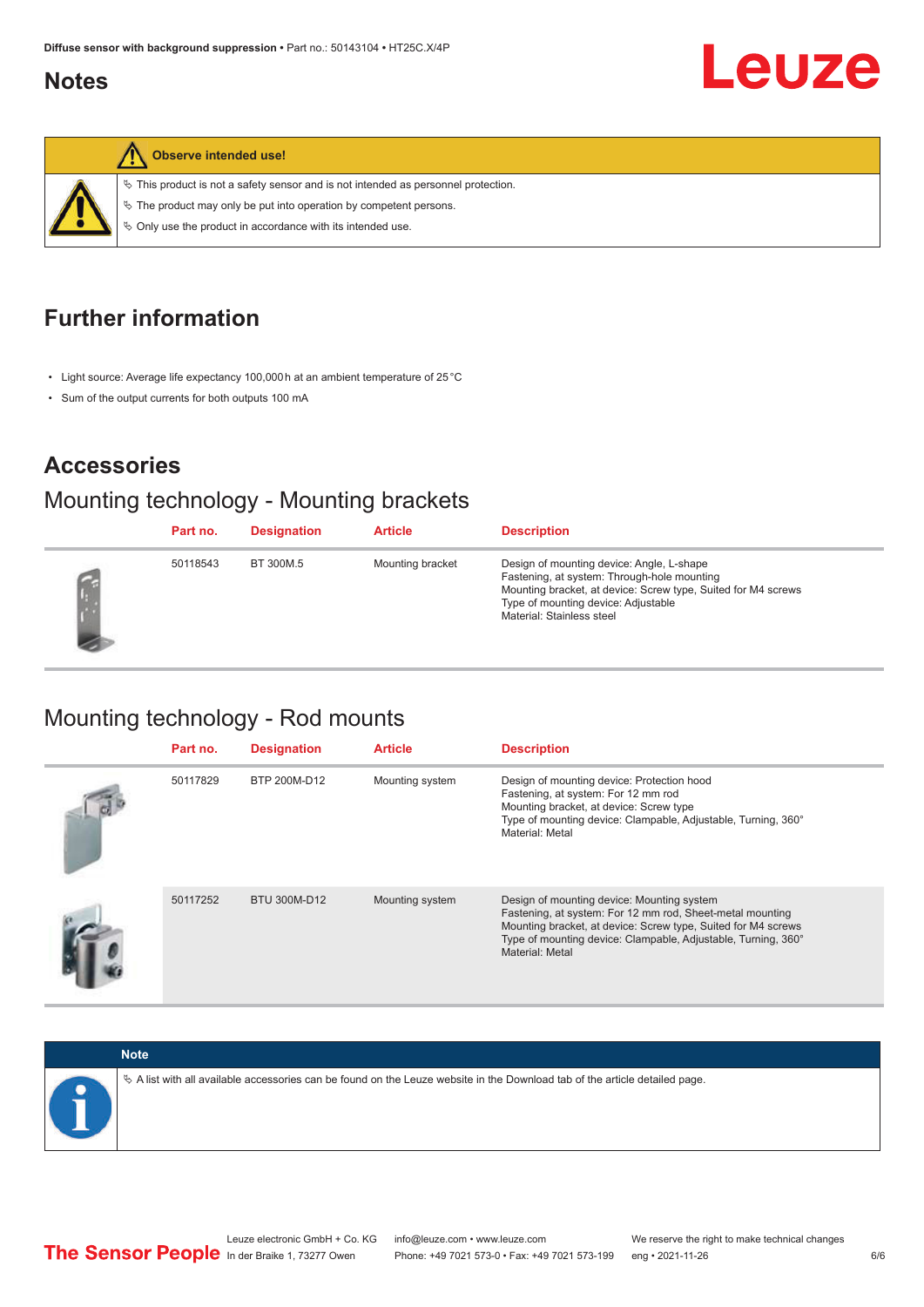## Notes

**Observe intended use!**

- ✎ This product is not a safety sensor and is not intended as personnel protection.
- ✎ The product may only be put into operation by competent persons.
- ✎ Only use the product in accordance with its intended use.

## Further information

- Light source: Average life expectancy 100,000 h at an ambient temperature of 25 °C
- Sum of the output currents for both outputs 100 mA

## Accessories

### Mounting technology - Mounting brackets

| Part no. | Designation | Article | Description |
|---|---|---|---|
| 50118543 | BT 300M.5 | Mounting bracket | Design of mounting device: Angle, L-shape<br>Fastening, at system: Through-hole mounting<br>Mounting bracket, at device: Screw type, Suited for M4 screws<br>Type of mounting device: Adjustable<br>Material: Stainless steel |

### Mounting technology - Rod mounts

| Part no. | Designation | Article | Description |
|---|---|---|---|
| 50117829 | BTP 200M-D12 | Mounting system | Design of mounting device: Protection hood<br>Fastening, at system: For 12 mm rod<br>Mounting bracket, at device: Screw type<br>Type of mounting device: Clampable, Adjustable, Turning, 360°<br>Material: Metal |
| 50117252 | BTU 300M-D12 | Mounting system | Design of mounting device: Mounting system<br>Fastening, at system: For 12 mm rod, Sheet-metal mounting<br>Mounting bracket, at device: Screw type, Suited for M4 screws<br>Type of mounting device: Clampable, Adjustable, Turning, 360°<br>Material: Metal |

**Note**

- ✎ A list with all available accessories can be found on the Leuze website in the Download tab of the article detailed page.